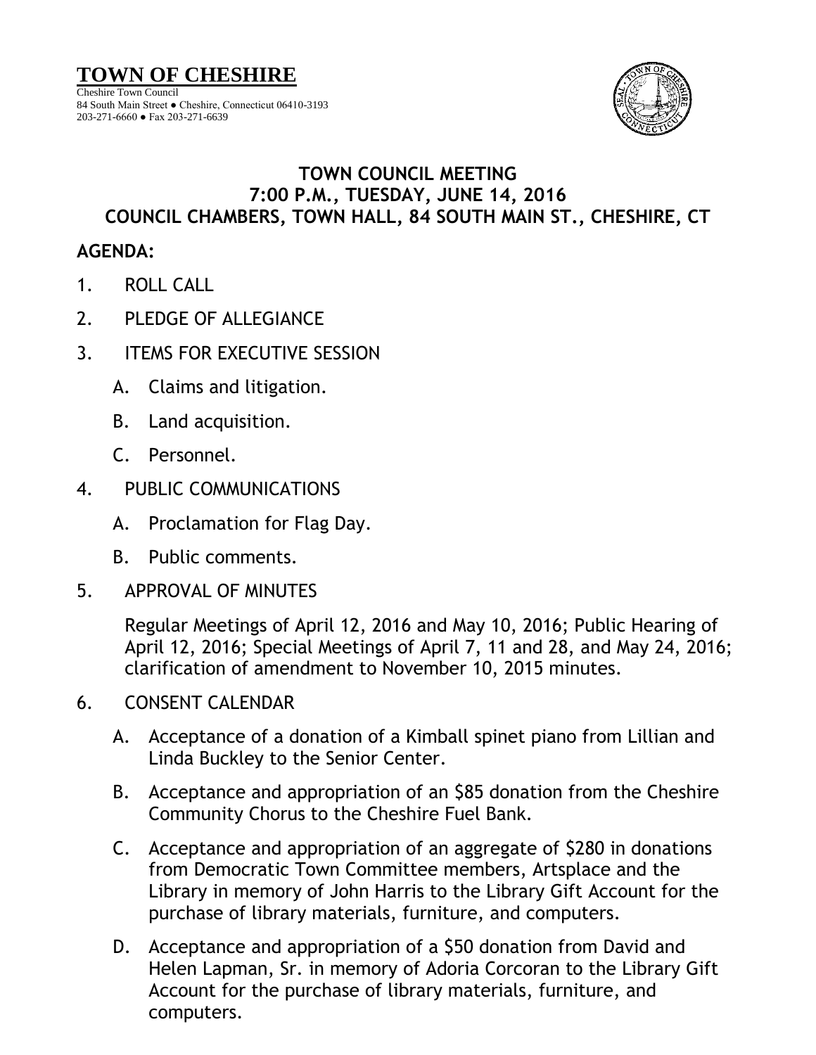# TOWN OF CHESHIRE

Cheshire Town Council
84 South Main Street ● Cheshire, Connecticut 06410-3193
203-271-6660 ● Fax 203-271-6639

## TOWN COUNCIL MEETING
## 7:00 P.M., TUESDAY, JUNE 14, 2016
## COUNCIL CHAMBERS, TOWN HALL, 84 SOUTH MAIN ST., CHESHIRE, CT

**AGENDA:**

1. ROLL CALL
2. PLEDGE OF ALLEGIANCE
3. ITEMS FOR EXECUTIVE SESSION
   A. Claims and litigation.
   B. Land acquisition.
   C. Personnel.
4. PUBLIC COMMUNICATIONS
   A. Proclamation for Flag Day.
   B. Public comments.
5. APPROVAL OF MINUTES

   Regular Meetings of April 12, 2016 and May 10, 2016; Public Hearing of April 12, 2016; Special Meetings of April 7, 11 and 28, and May 24, 2016; clarification of amendment to November 10, 2015 minutes.

6. CONSENT CALENDAR
   A. Acceptance of a donation of a Kimball spinet piano from Lillian and Linda Buckley to the Senior Center.
   B. Acceptance and appropriation of an $85 donation from the Cheshire Community Chorus to the Cheshire Fuel Bank.
   C. Acceptance and appropriation of an aggregate of $280 in donations from Democratic Town Committee members, Artsplace and the Library in memory of John Harris to the Library Gift Account for the purchase of library materials, furniture, and computers.
   D. Acceptance and appropriation of a $50 donation from David and Helen Lapman, Sr. in memory of Adoria Corcoran to the Library Gift Account for the purchase of library materials, furniture, and computers.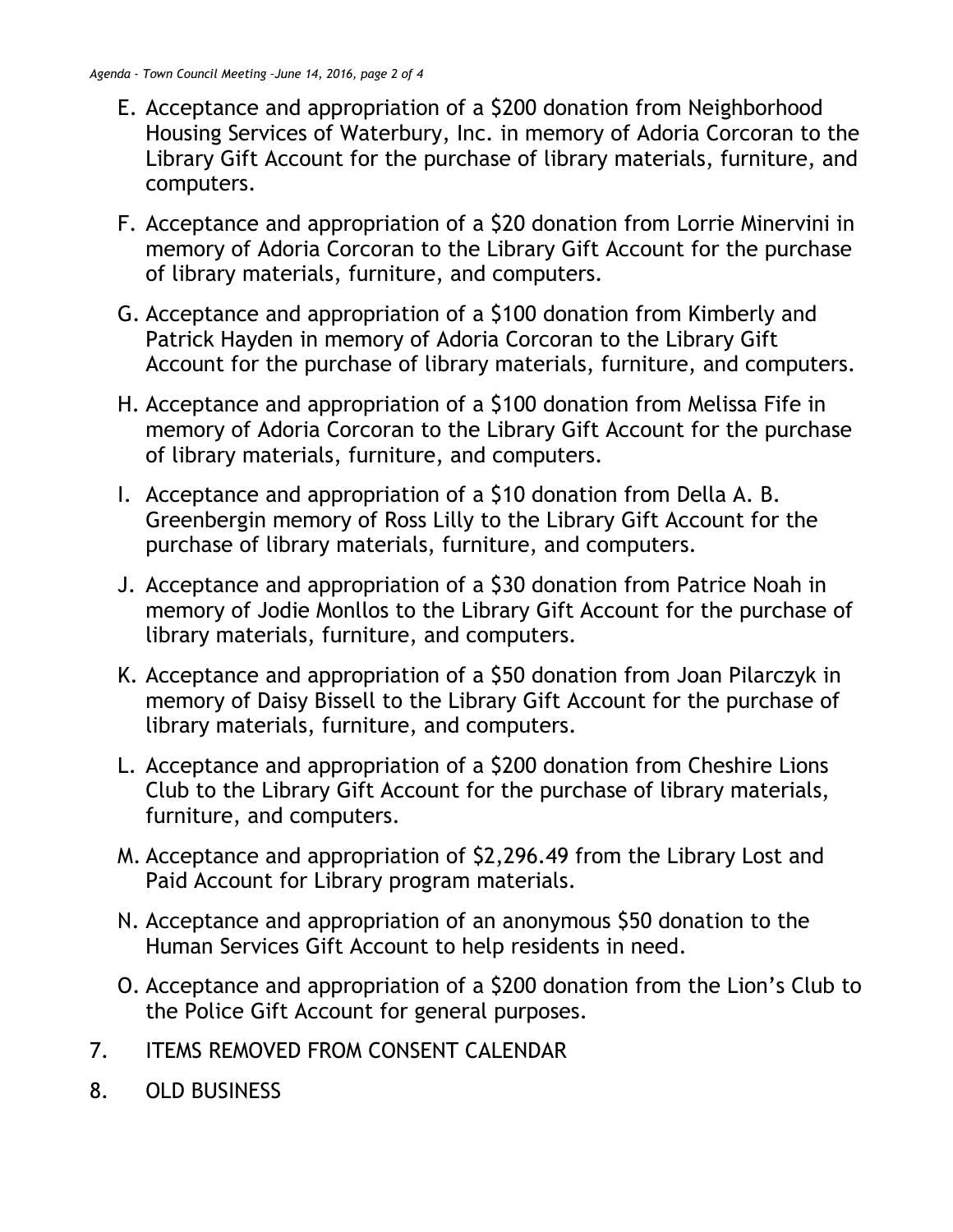E. Acceptance and appropriation of a $200 donation from Neighborhood Housing Services of Waterbury, Inc. in memory of Adoria Corcoran to the Library Gift Account for the purchase of library materials, furniture, and computers.

F. Acceptance and appropriation of a $20 donation from Lorrie Minervini in memory of Adoria Corcoran to the Library Gift Account for the purchase of library materials, furniture, and computers.

G. Acceptance and appropriation of a $100 donation from Kimberly and Patrick Hayden in memory of Adoria Corcoran to the Library Gift Account for the purchase of library materials, furniture, and computers.

H. Acceptance and appropriation of a $100 donation from Melissa Fife in memory of Adoria Corcoran to the Library Gift Account for the purchase of library materials, furniture, and computers.

I. Acceptance and appropriation of a $10 donation from Della A. B. Greenbergin memory of Ross Lilly to the Library Gift Account for the purchase of library materials, furniture, and computers.

J. Acceptance and appropriation of a $30 donation from Patrice Noah in memory of Jodie Monllos to the Library Gift Account for the purchase of library materials, furniture, and computers.

K. Acceptance and appropriation of a $50 donation from Joan Pilarczyk in memory of Daisy Bissell to the Library Gift Account for the purchase of library materials, furniture, and computers.

L. Acceptance and appropriation of a $200 donation from Cheshire Lions Club to the Library Gift Account for the purchase of library materials, furniture, and computers.

M. Acceptance and appropriation of $2,296.49 from the Library Lost and Paid Account for Library program materials.

N. Acceptance and appropriation of an anonymous $50 donation to the Human Services Gift Account to help residents in need.

O. Acceptance and appropriation of a $200 donation from the Lion's Club to the Police Gift Account for general purposes.

7. ITEMS REMOVED FROM CONSENT CALENDAR

8. OLD BUSINESS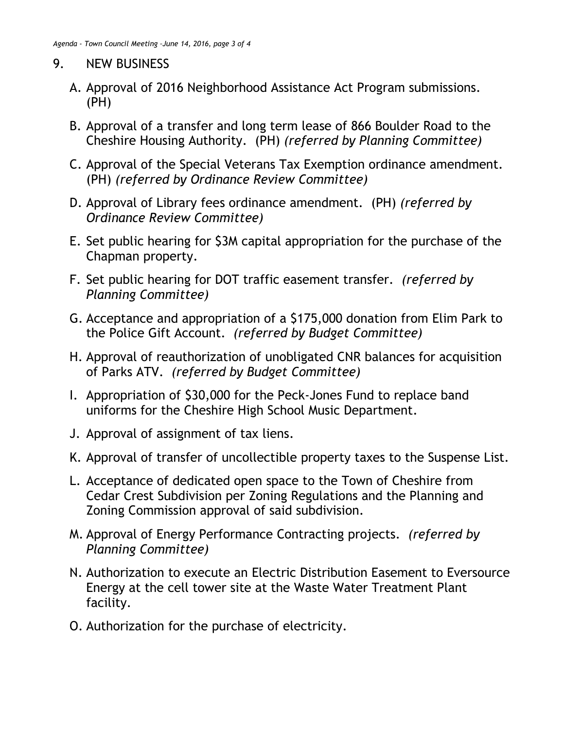## 9. NEW BUSINESS

A. Approval of 2016 Neighborhood Assistance Act Program submissions. (PH)

B. Approval of a transfer and long term lease of 866 Boulder Road to the Cheshire Housing Authority. (PH) *(referred by Planning Committee)*

C. Approval of the Special Veterans Tax Exemption ordinance amendment. (PH) *(referred by Ordinance Review Committee)*

D. Approval of Library fees ordinance amendment. (PH) *(referred by Ordinance Review Committee)*

E. Set public hearing for $3M capital appropriation for the purchase of the Chapman property.

F. Set public hearing for DOT traffic easement transfer. *(referred by Planning Committee)*

G. Acceptance and appropriation of a $175,000 donation from Elim Park to the Police Gift Account. *(referred by Budget Committee)*

H. Approval of reauthorization of unobligated CNR balances for acquisition of Parks ATV. *(referred by Budget Committee)*

I. Appropriation of $30,000 for the Peck-Jones Fund to replace band uniforms for the Cheshire High School Music Department.

J. Approval of assignment of tax liens.

K. Approval of transfer of uncollectible property taxes to the Suspense List.

L. Acceptance of dedicated open space to the Town of Cheshire from Cedar Crest Subdivision per Zoning Regulations and the Planning and Zoning Commission approval of said subdivision.

M. Approval of Energy Performance Contracting projects. *(referred by Planning Committee)*

N. Authorization to execute an Electric Distribution Easement to Eversource Energy at the cell tower site at the Waste Water Treatment Plant facility.

O. Authorization for the purchase of electricity.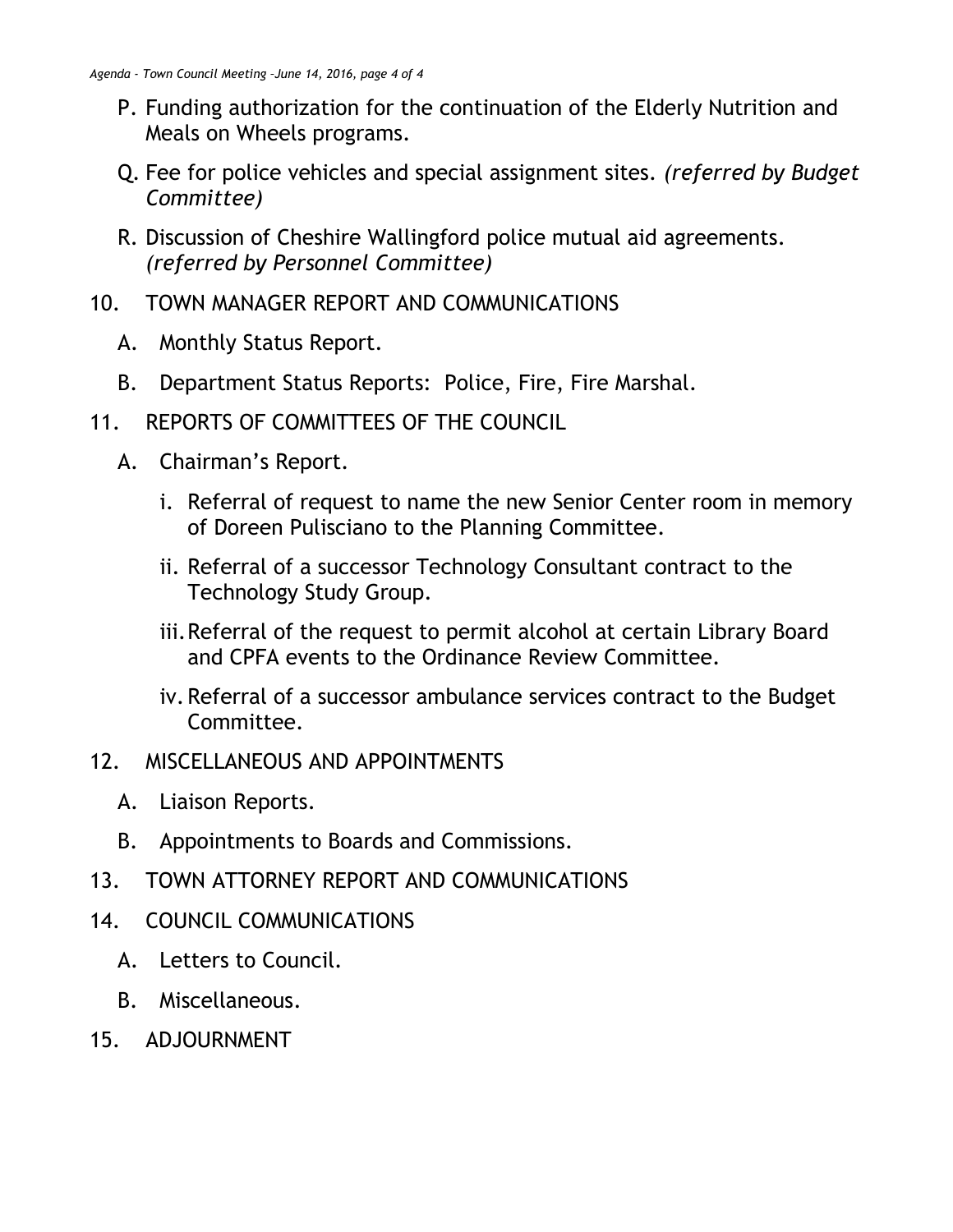P. Funding authorization for the continuation of the Elderly Nutrition and Meals on Wheels programs.

Q. Fee for police vehicles and special assignment sites. *(referred by Budget Committee)*

R. Discussion of Cheshire Wallingford police mutual aid agreements. *(referred by Personnel Committee)*

10. TOWN MANAGER REPORT AND COMMUNICATIONS

    A. Monthly Status Report.

    B. Department Status Reports: Police, Fire, Fire Marshal.

11. REPORTS OF COMMITTEES OF THE COUNCIL

    A. Chairman's Report.

       i. Referral of request to name the new Senior Center room in memory of Doreen Pulisciano to the Planning Committee.

       ii. Referral of a successor Technology Consultant contract to the Technology Study Group.

       iii. Referral of the request to permit alcohol at certain Library Board and CPFA events to the Ordinance Review Committee.

       iv. Referral of a successor ambulance services contract to the Budget Committee.

12. MISCELLANEOUS AND APPOINTMENTS

    A. Liaison Reports.

    B. Appointments to Boards and Commissions.

13. TOWN ATTORNEY REPORT AND COMMUNICATIONS

14. COUNCIL COMMUNICATIONS

    A. Letters to Council.

    B. Miscellaneous.

15. ADJOURNMENT